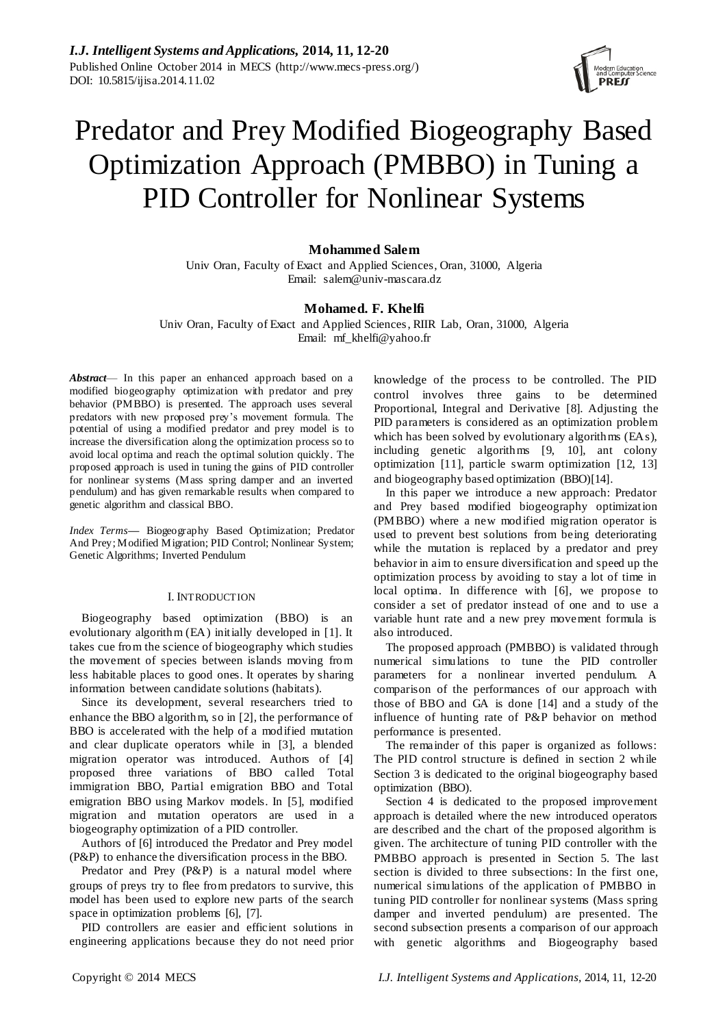# Predator and Prey Modified Biogeography Based Optimization Approach (PMBBO) in Tuning a PID Controller for Nonlinear Systems

**Mohammed Salem**
Univ Oran, Faculty of Exact and Applied Sciences, Oran, 31000, Algeria
Email: salem@univ-mascara.dz

**Mohamed. F. Khelfi**
Univ Oran, Faculty of Exact and Applied Sciences, RIIR Lab, Oran, 31000, Algeria
Email: mf_khelfi@yahoo.fr

***Abstract*** — In this paper an enhanced approach based on a modified biogeography optimization with predator and prey behavior (PMBBO) is presented. The approach uses several predators with new proposed prey's movement formula. The potential of using a modified predator and prey model is to increase the diversification along the optimization process so to avoid local optima and reach the optimal solution quickly. The proposed approach is used in tuning the gains of PID controller for nonlinear systems (Mass spring damper and an inverted pendulum) and has given remarkable results when compared to genetic algorithm and classical BBO.

*Index Terms***—** Biogeography Based Optimization; Predator And Prey; Modified Migration; PID Control; Nonlinear System; Genetic Algorithms; Inverted Pendulum

## I. INTRODUCTION

Biogeography based optimization (BBO) is an evolutionary algorithm (EA) initially developed in [1]. It takes cue from the science of biogeography which studies the movement of species between islands moving from less habitable places to good ones. It operates by sharing information between candidate solutions (habitats).

Since its development, several researchers tried to enhance the BBO algorithm, so in [2], the performance of BBO is accelerated with the help of a modified mutation and clear duplicate operators while in [3], a blended migration operator was introduced. Authors of [4] proposed three variations of BBO called Total immigration BBO, Partial emigration BBO and Total emigration BBO using Markov models. In [5], modified migration and mutation operators are used in a biogeography optimization of a PID controller.

Authors of [6] introduced the Predator and Prey model (P&P) to enhance the diversification process in the BBO.

Predator and Prey (P&P) is a natural model where groups of preys try to flee from predators to survive, this model has been used to explore new parts of the search space in optimization problems [6], [7].

PID controllers are easier and efficient solutions in engineering applications because they do not need prior knowledge of the process to be controlled. The PID control involves three gains to be determined Proportional, Integral and Derivative [8]. Adjusting the PID parameters is considered as an optimization problem which has been solved by evolutionary algorithms (EAs), including genetic algorithms [9, 10], ant colony optimization [11], particle swarm optimization [12, 13] and biogeography based optimization (BBO)[14].

In this paper we introduce a new approach: Predator and Prey based modified biogeography optimization (PMBBO) where a new modified migration operator is used to prevent best solutions from being deteriorating while the mutation is replaced by a predator and prey behavior in aim to ensure diversification and speed up the optimization process by avoiding to stay a lot of time in local optima. In difference with [6], we propose to consider a set of predator instead of one and to use a variable hunt rate and a new prey movement formula is also introduced.

The proposed approach (PMBBO) is validated through numerical simulations to tune the PID controller parameters for a nonlinear inverted pendulum. A comparison of the performances of our approach with those of BBO and GA is done [14] and a study of the influence of hunting rate of P&P behavior on method performance is presented.

The remainder of this paper is organized as follows: The PID control structure is defined in section 2 while Section 3 is dedicated to the original biogeography based optimization (BBO).

Section 4 is dedicated to the proposed improvement approach is detailed where the new introduced operators are described and the chart of the proposed algorithm is given. The architecture of tuning PID controller with the PMBBO approach is presented in Section 5. The last section is divided to three subsections: In the first one, numerical simulations of the application of PMBBO in tuning PID controller for nonlinear systems (Mass spring damper and inverted pendulum) are presented. The second subsection presents a comparison of our approach with genetic algorithms and Biogeography based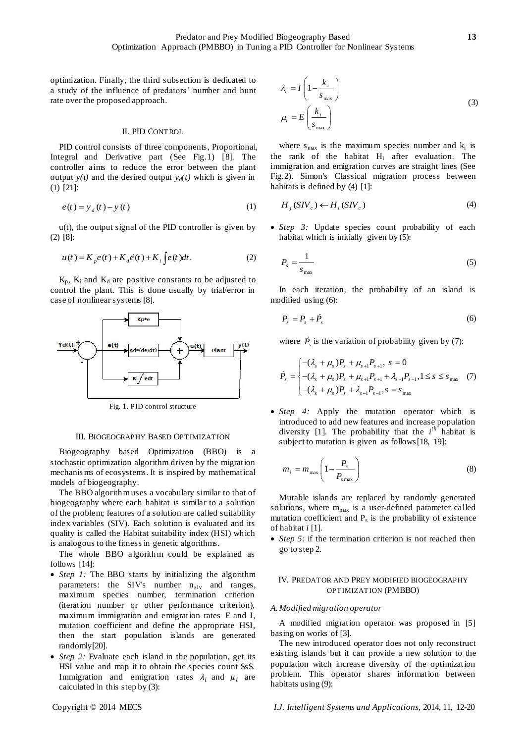optimization. Finally, the third subsection is dedicated to a study of the influence of predators' number and hunt rate over the proposed approach.

## II. PID CONTROL

PID control consists of three components, Proportional, Integral and Derivative part (See Fig.1) [8]. The controller aims to reduce the error between the plant output $y(t)$ and the desired output $y_d(t)$ which is given in (1) [21]:

$$e(t) = y_d(t) - y(t) \tag{1}$$

u(t), the output signal of the PID controller is given by (2) [8]:

$$u(t) = K_p e(t) + K_d \dot{e}(t) + K_i \int e(t)dt. \tag{2}$$

$K_p$, $K_i$ and $K_d$ are positive constants to be adjusted to control the plant. This is done usually by trial/error in case of nonlinear systems [8].

Fig. 1. PID control structure

## III. BIOGEOGRAPHY BASED OPTIMIZATION

Biogeography based Optimization (BBO) is a stochastic optimization algorithm driven by the migration mechanisms of ecosystems. It is inspired by mathematical models of biogeography.

The BBO algorithm uses a vocabulary similar to that of biogeography where each habitat is similar to a solution of the problem; features of a solution are called suitability index variables (SIV). Each solution is evaluated and its quality is called the Habitat suitability index (HSI) which is analogous to the fitness in genetic algorithms.

The whole BBO algorithm could be explained as follows [14]:

- *Step 1:* The BBO starts by initializing the algorithm parameters: the SIV's number $n_{siv}$ and ranges, maximum species number, termination criterion (iteration number or other performance criterion), maximum immigration and emigration rates E and I, mutation coefficient and define the appropriate HSI, then the start population islands are generated randomly[20].
- *Step 2:* Evaluate each island in the population, get its HSI value and map it to obtain the species count \$s\$. Immigration and emigration rates $\lambda_i$ and $\mu_i$ are calculated in this step by (3):

$$\lambda_i = I\left(1 - \frac{k_i}{s_{\max}}\right)$$
$$\mu_i = E\left(\frac{k_i}{s_{\max}}\right) \tag{3}$$

where $s_{\max}$ is the maximum species number and $k_i$ is the rank of the habitat $H_i$ after evaluation. The immigration and emigration curves are straight lines (See Fig.2). Simon's Classical migration process between habitats is defined by (4) [1]:

$$H_j(SIV_c) \leftarrow H_i(SIV_c) \tag{4}$$

- *Step 3:* Update species count probability of each habitat which is initially given by (5):

$$P_s = \frac{1}{s_{\max}} \tag{5}$$

In each iteration, the probability of an island is modified using (6):

$$P_s = P_s + \dot{P}_s \tag{6}$$

where $\dot{P}_s$ is the variation of probability given by (7):

$$\dot{P}_s = \begin{cases} -(\lambda_s + \mu_s)P_s + \mu_{s+1}P_{s+1}, \; s = 0 \\ -(\lambda_s + \mu_s)P_s + \mu_{s+1}P_{s+1} + \lambda_{s-1}P_{s-1}, 1 \le s \le s_{\max} \\ -(\lambda_s + \mu_s)P_s + \lambda_{s-1}P_{s-1}, s = s_{\max} \end{cases} \tag{7}$$

- *Step 4:* Apply the mutation operator which is introduced to add new features and increase population diversity [1]. The probability that the $i^{th}$ habitat is subject to mutation is given as follows [18, 19]:

$$m_i = m_{\max}\left(1 - \frac{P_s}{P_{s\max}}\right) \tag{8}$$

Mutable islands are replaced by randomly generated solutions, where $m_{\max}$ is a user-defined parameter called mutation coefficient and $P_s$ is the probability of existence of habitat $i$ [1].

- *Step 5:* if the termination criterion is not reached then go to step 2.

## IV. PREDATOR AND PREY MODIFIED BIOGEOGRAPHY OPTIMIZATION (PMBBO)

### A. Modified migration operator

A modified migration operator was proposed in [5] basing on works of [3].

The new introduced operator does not only reconstruct existing islands but it can provide a new solution to the population witch increase diversity of the optimization problem. This operator shares information between habitats using (9):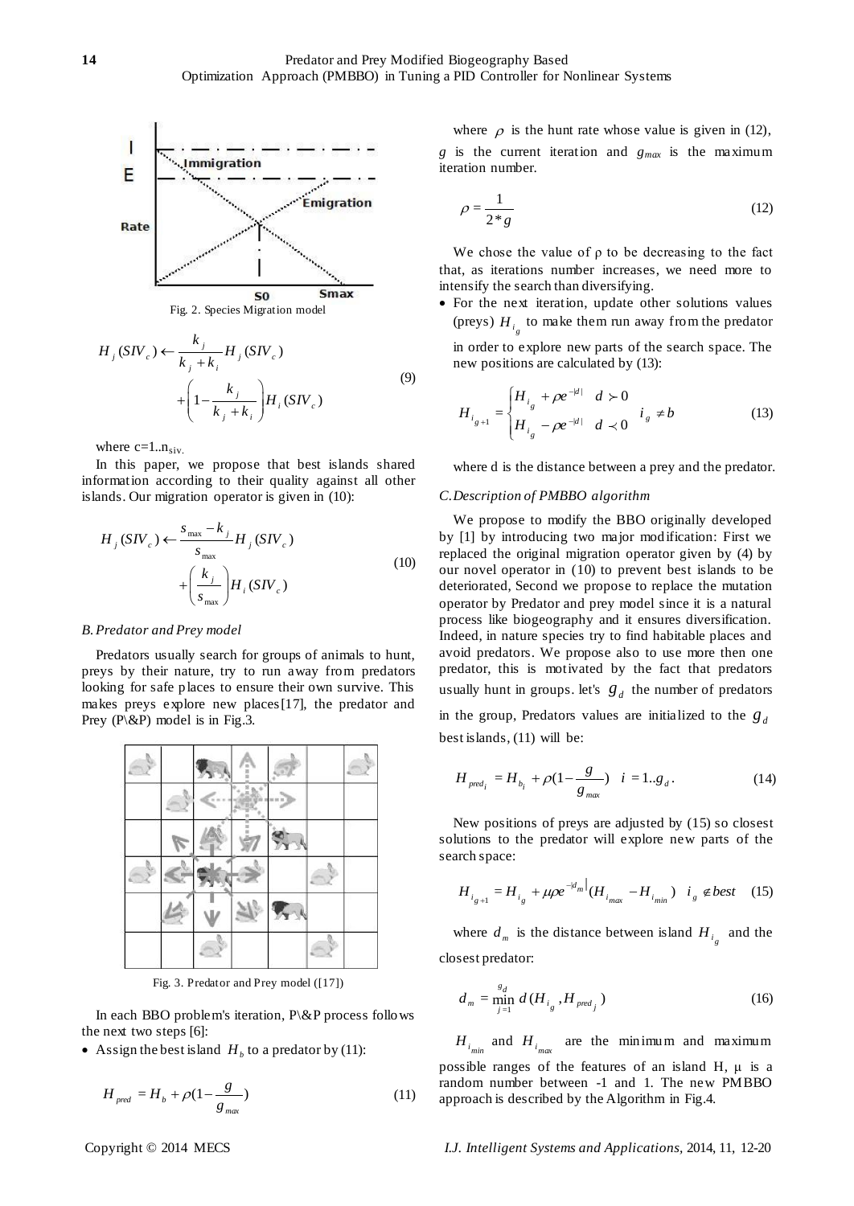Fig. 2. Species Migration model

$$H_j(SIV_c) \leftarrow \frac{k_j}{k_j + k_i} H_j(SIV_c) + \left(1 - \frac{k_j}{k_j + k_i}\right) H_i(SIV_c) \tag{9}$$

where c=1..$n_{siv}$.

In this paper, we propose that best islands shared information according to their quality against all other islands. Our migration operator is given in (10):

$$H_j(SIV_c) \leftarrow \frac{s_{max} - k_j}{s_{max}} H_j(SIV_c) + \left(\frac{k_j}{s_{max}}\right) H_i(SIV_c) \tag{10}$$

### B. Predator and Prey model

Predators usually search for groups of animals to hunt, preys by their nature, try to run away from predators looking for safe places to ensure their own survive. This makes preys explore new places[17], the predator and Prey (P\&P) model is in Fig.3.

Fig. 3. Predator and Prey model ([17])

In each BBO problem's iteration, P\&P process follows the next two steps [6]:

- Assign the best island $H_b$ to a predator by (11):

$$H_{pred} = H_b + \rho\left(1 - \frac{g}{g_{max}}\right) \tag{11}$$

where $\rho$ is the hunt rate whose value is given in (12), $g$ is the current iteration and $g_{max}$ is the maximum iteration number.

$$\rho = \frac{1}{2 * g} \tag{12}$$

We chose the value of ρ to be decreasing to the fact that, as iterations number increases, we need more to intensify the search than diversifying.

- For the next iteration, update other solutions values (preys) $H_{i_g}$ to make them run away from the predator in order to explore new parts of the search space. The new positions are calculated by (13):

$$H_{i_{g+1}} = \begin{cases} H_{i_g} + \rho e^{-|d|} & d \succ 0 \\ H_{i_g} - \rho e^{-|d|} & d \prec 0 \end{cases} \quad i_g \neq b \tag{13}$$

where d is the distance between a prey and the predator.

### C. Description of PMBBO algorithm

We propose to modify the BBO originally developed by [1] by introducing two major modification: First we replaced the original migration operator given by (4) by our novel operator in (10) to prevent best islands to be deteriorated, Second we propose to replace the mutation operator by Predator and prey model since it is a natural process like biogeography and it ensures diversification. Indeed, in nature species try to find habitable places and avoid predators. We propose also to use more then one predator, this is motivated by the fact that predators usually hunt in groups. let's $g_d$ the number of predators in the group, Predators values are initialized to the $g_d$ best islands, (11) will be:

$$H_{pred_i} = H_{b_i} + \rho\left(1 - \frac{g}{g_{max}}\right) \quad i = 1..g_d. \tag{14}$$

New positions of preys are adjusted by (15) so closest solutions to the predator will explore new parts of the search space:

$$H_{i_{g+1}} = H_{i_g} + \mu \rho e^{-|d_m|}(H_{i_{max}} - H_{i_{min}}) \quad i_g \notin best \tag{15}$$

where $d_m$ is the distance between island $H_{i_g}$ and the closest predator:

$$d_m = \min_{j=1}^{g_d} d(H_{i_g}, H_{pred_j}) \tag{16}$$

$H_{i_{min}}$ and $H_{i_{max}}$ are the minimum and maximum possible ranges of the features of an island H, μ is a random number between -1 and 1. The new PMBBO approach is described by the Algorithm in Fig.4.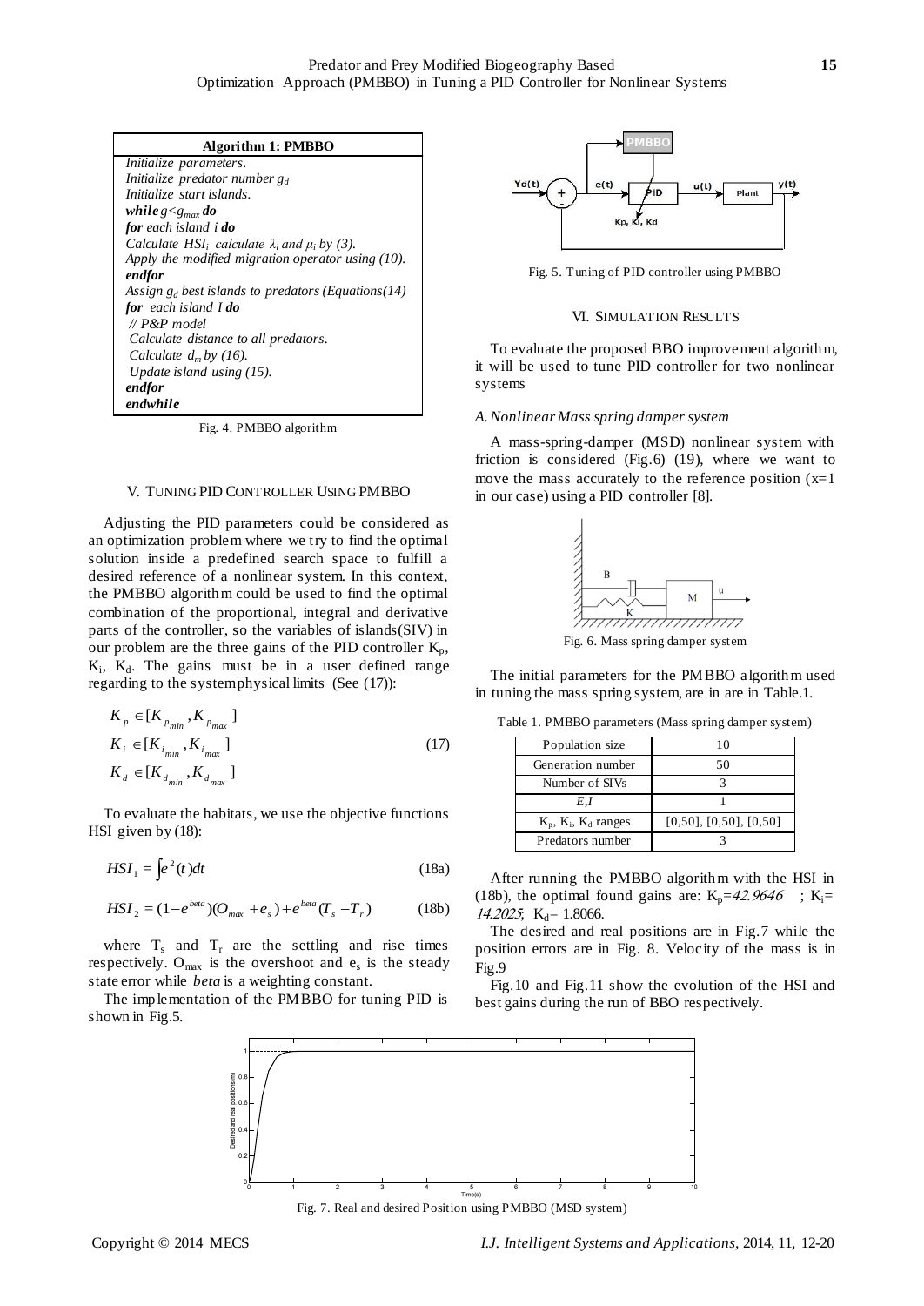| **Algorithm 1: PMBBO** |
|---|
| *Initialize parameters.* |
| *Initialize predator number $g_d$* |
| *Initialize start islands.* |
| ***while** $g<g_{max}$ **do*** |
| ***for** each island i **do*** |
| *Calculate $HSI_i$ calculate $\lambda_i$ and $\mu_i$ by (3).* |
| *Apply the modified migration operator using (10).* |
| ***endfor*** |
| *Assign $g_d$ best islands to predators (Equations(14)* |
| ***for** each island I **do*** |
| *// P&P model* |
| *Calculate distance to all predators.* |
| *Calculate $d_m$ by (16).* |
| *Update island using (15).* |
| ***endfor*** |
| ***endwhile*** |

Fig. 4. PMBBO algorithm

## V. Tuning PID Controller Using PMBBO

Adjusting the PID parameters could be considered as an optimization problem where we try to find the optimal solution inside a predefined search space to fulfill a desired reference of a nonlinear system. In this context, the PMBBO algorithm could be used to find the optimal combination of the proportional, integral and derivative parts of the controller, so the variables of islands(SIV) in our problem are the three gains of the PID controller $K_p$, $K_i$, $K_d$. The gains must be in a user defined range regarding to the system physical limits (See (17)):

$$K_p \in [K_{p_{min}}, K_{p_{max}}]$$
$$K_i \in [K_{i_{min}}, K_{i_{max}}] \tag{17}$$
$$K_d \in [K_{d_{min}}, K_{d_{max}}]$$

To evaluate the habitats, we use the objective functions HSI given by (18):

$$HSI_1 = \int e^2(t)dt \tag{18a}$$

$$HSI_2 = (1-e^{beta})(O_{max} + e_s) + e^{beta}(T_s - T_r) \tag{18b}$$

where $T_s$ and $T_r$ are the settling and rise times respectively. $O_{max}$ is the overshoot and $e_s$ is the steady state error while *beta* is a weighting constant.

The implementation of the PMBBO for tuning PID is shown in Fig.5.

Fig. 5. Tuning of PID controller using PMBBO

## VI. Simulation Results

To evaluate the proposed BBO improvement algorithm, it will be used to tune PID controller for two nonlinear systems

### *A. Nonlinear Mass spring damper system*

A mass-spring-damper (MSD) nonlinear system with friction is considered (Fig.6) (19), where we want to move the mass accurately to the reference position (x=1 in our case) using a PID controller [8].

Fig. 6. Mass spring damper system

The initial parameters for the PMBBO algorithm used in tuning the mass spring system, are in are in Table.1.

Table 1. PMBBO parameters (Mass spring damper system)

| | |
|---|---|
| Population size | 10 |
| Generation number | 50 |
| Number of SIVs | 3 |
| *E,I* | 1 |
| $K_p$, $K_i$, $K_d$ ranges | [0,50], [0,50], [0,50] |
| Predators number | 3 |

After running the PMBBO algorithm with the HSI in (18b), the optimal found gains are: $K_p$=*42.9646* ; $K_i$= *14.2025*; $K_d$= 1.8066.

The desired and real positions are in Fig.7 while the position errors are in Fig. 8. Velocity of the mass is in Fig.9

Fig.10 and Fig.11 show the evolution of the HSI and best gains during the run of BBO respectively.

Fig. 7. Real and desired Position using PMBBO (MSD system)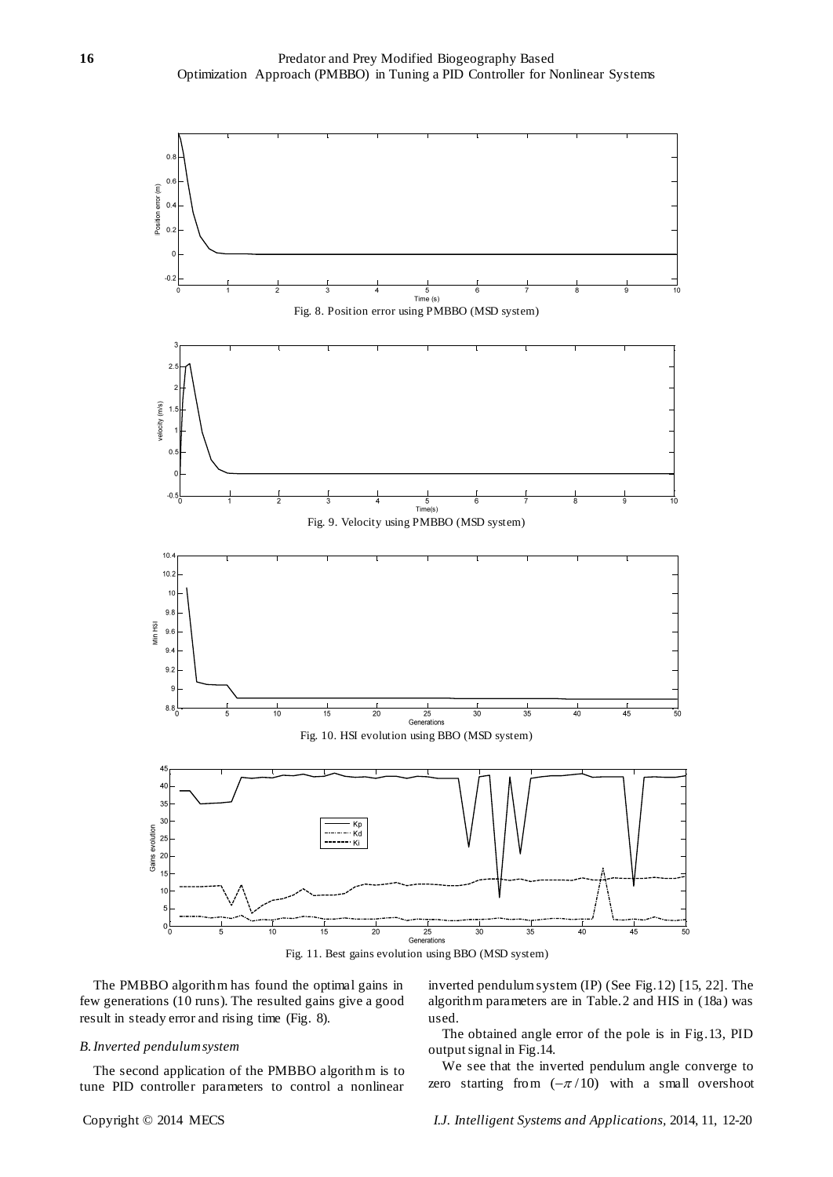Fig. 8. Position error using PMBBO (MSD system)

Fig. 9. Velocity using PMBBO (MSD system)

Fig. 10. HSI evolution using BBO (MSD system)

Fig. 11. Best gains evolution using BBO (MSD system)

The PMBBO algorithm has found the optimal gains in few generations (10 runs). The resulted gains give a good result in steady error and rising time (Fig. 8).

### *B. Inverted pendulum system*

The second application of the PMBBO algorithm is to tune PID controller parameters to control a nonlinear inverted pendulum system (IP) (See Fig.12) [15, 22]. The algorithm parameters are in Table.2 and HIS in (18a) was used.

The obtained angle error of the pole is in Fig.13, PID output signal in Fig.14.

We see that the inverted pendulum angle converge to zero starting from $(-\pi/10)$ with a small overshoot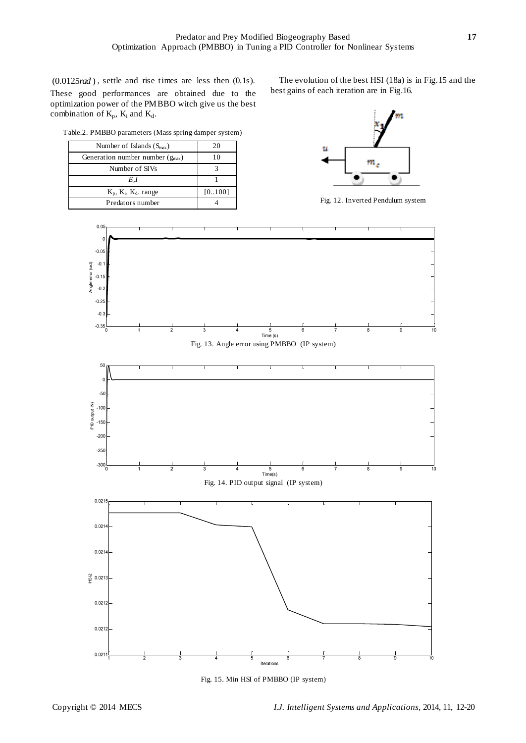$(0.0125 rad)$, settle and rise times are less then (0.1s). These good performances are obtained due to the optimization power of the PMBBO witch give us the best combination of $K_p$, $K_i$ and $K_d$.

Table.2. PMBBO parameters (Mass spring damper system)

| Number of Islands ($S_{max}$) | 20 |
|---|---|
| Generation number number ($g_{max}$) | 10 |
| Number of SIVs | 3 |
| $E,I$ | 1 |
| $K_p$, $K_i$, $K_d$. range | [0..100] |
| Predators number | 4 |

The evolution of the best HSI (18a) is in Fig.15 and the best gains of each iteration are in Fig.16.

Fig. 12. Inverted Pendulum system

Fig. 13. Angle error using PMBBO (IP system)

Fig. 14. PID output signal (IP system)

Fig. 15. Min HSI of PMBBO (IP system)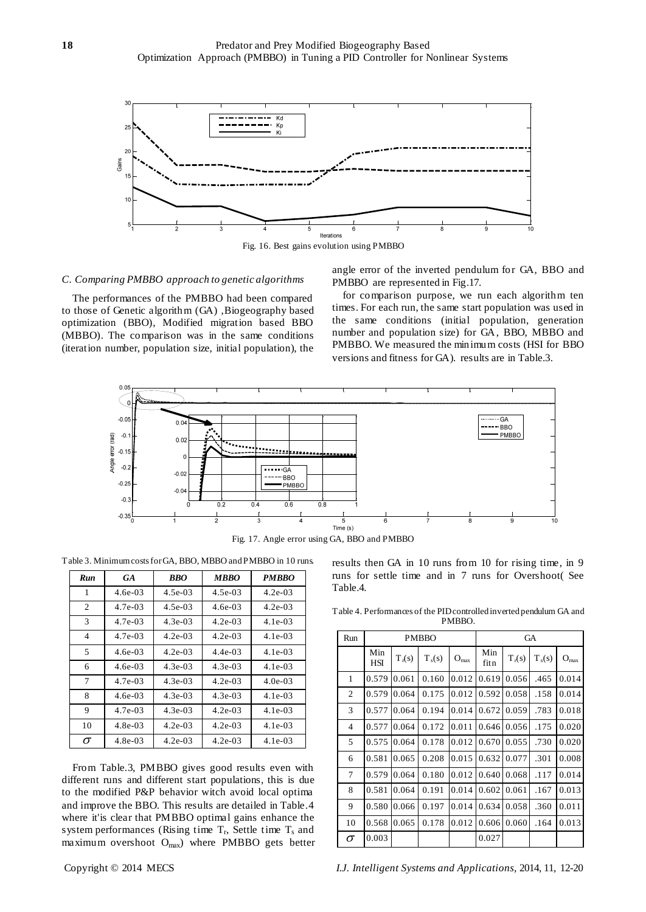Fig. 16. Best gains evolution using PMBBO

### C. Comparing PMBBO approach to genetic algorithms

The performances of the PMBBO had been compared to those of Genetic algorithm (GA) ,Biogeography based optimization (BBO), Modified migration based BBO (MBBO). The comparison was in the same conditions (iteration number, population size, initial population), the angle error of the inverted pendulum for GA, BBO and PMBBO are represented in Fig.17.

for comparison purpose, we run each algorithm ten times. For each run, the same start population was used in the same conditions (initial population, generation number and population size) for GA, BBO, MBBO and PMBBO. We measured the minimum costs (HSI for BBO versions and fitness for GA). results are in Table.3.

Fig. 17. Angle error using GA, BBO and PMBBO

Table 3. Minimum costs for GA, BBO, MBBO and PMBBO in 10 runs.

| *Run* | *GA* | *BBO* | *MBBO* | *PMBBO* |
|---|---|---|---|---|
| 1 | 4.6e-03 | 4.5e-03 | 4.5e-03 | 4.2e-03 |
| 2 | 4.7e-03 | 4.5e-03 | 4.6e-03 | 4.2e-03 |
| 3 | 4.7e-03 | 4.3e-03 | 4.2e-03 | 4.1e-03 |
| 4 | 4.7e-03 | 4.2e-03 | 4.2e-03 | 4.1e-03 |
| 5 | 4.6e-03 | 4.2e-03 | 4.4e-03 | 4.1e-03 |
| 6 | 4.6e-03 | 4.3e-03 | 4.3e-03 | 4.1e-03 |
| 7 | 4.7e-03 | 4.3e-03 | 4.2e-03 | 4.0e-03 |
| 8 | 4.6e-03 | 4.3e-03 | 4.3e-03 | 4.1e-03 |
| 9 | 4.7e-03 | 4.3e-03 | 4.2e-03 | 4.1e-03 |
| 10 | 4.8e-03 | 4.2e-03 | 4.2e-03 | 4.1e-03 |
| $\sigma$ | 4.8e-03 | 4.2e-03 | 4.2e-03 | 4.1e-03 |

From Table.3, PMBBO gives good results even with different runs and different start populations, this is due to the modified P&P behavior witch avoid local optima and improve the BBO. This results are detailed in Table.4 where it'is clear that PMBBO optimal gains enhance the system performances (Rising time $T_r$, Settle time $T_s$ and maximum overshoot $O_{max}$) where PMBBO gets better results then GA in 10 runs from 10 for rising time, in 9 runs for settle time and in 7 runs for Overshoot( See Table.4.

Table 4. Performances of the PID controlled inverted pendulum GA and PMBBO.

| Run | PMBBO | | | | GA | | | |
|---|---|---|---|---|---|---|---|---|
| | Min HSI | $T_r$(s) | $T_s$(s) | $O_{max}$ | Min fitn | $T_r$(s) | $T_s$(s) | $O_{max}$ |
| 1 | 0.579 | 0.061 | 0.160 | 0.012 | 0.619 | 0.056 | .465 | 0.014 |
| 2 | 0.579 | 0.064 | 0.175 | 0.012 | 0.592 | 0.058 | .158 | 0.014 |
| 3 | 0.577 | 0.064 | 0.194 | 0.014 | 0.672 | 0.059 | .783 | 0.018 |
| 4 | 0.577 | 0.064 | 0.172 | 0.011 | 0.646 | 0.056 | .175 | 0.020 |
| 5 | 0.575 | 0.064 | 0.178 | 0.012 | 0.670 | 0.055 | .730 | 0.020 |
| 6 | 0.581 | 0.065 | 0.208 | 0.015 | 0.632 | 0.077 | .301 | 0.008 |
| 7 | 0.579 | 0.064 | 0.180 | 0.012 | 0.640 | 0.068 | .117 | 0.014 |
| 8 | 0.581 | 0.064 | 0.191 | 0.014 | 0.602 | 0.061 | .167 | 0.013 |
| 9 | 0.580 | 0.066 | 0.197 | 0.014 | 0.634 | 0.058 | .360 | 0.011 |
| 10 | 0.568 | 0.065 | 0.178 | 0.012 | 0.606 | 0.060 | .164 | 0.013 |
| $\sigma$ | 0.003 | | | | 0.027 | | | |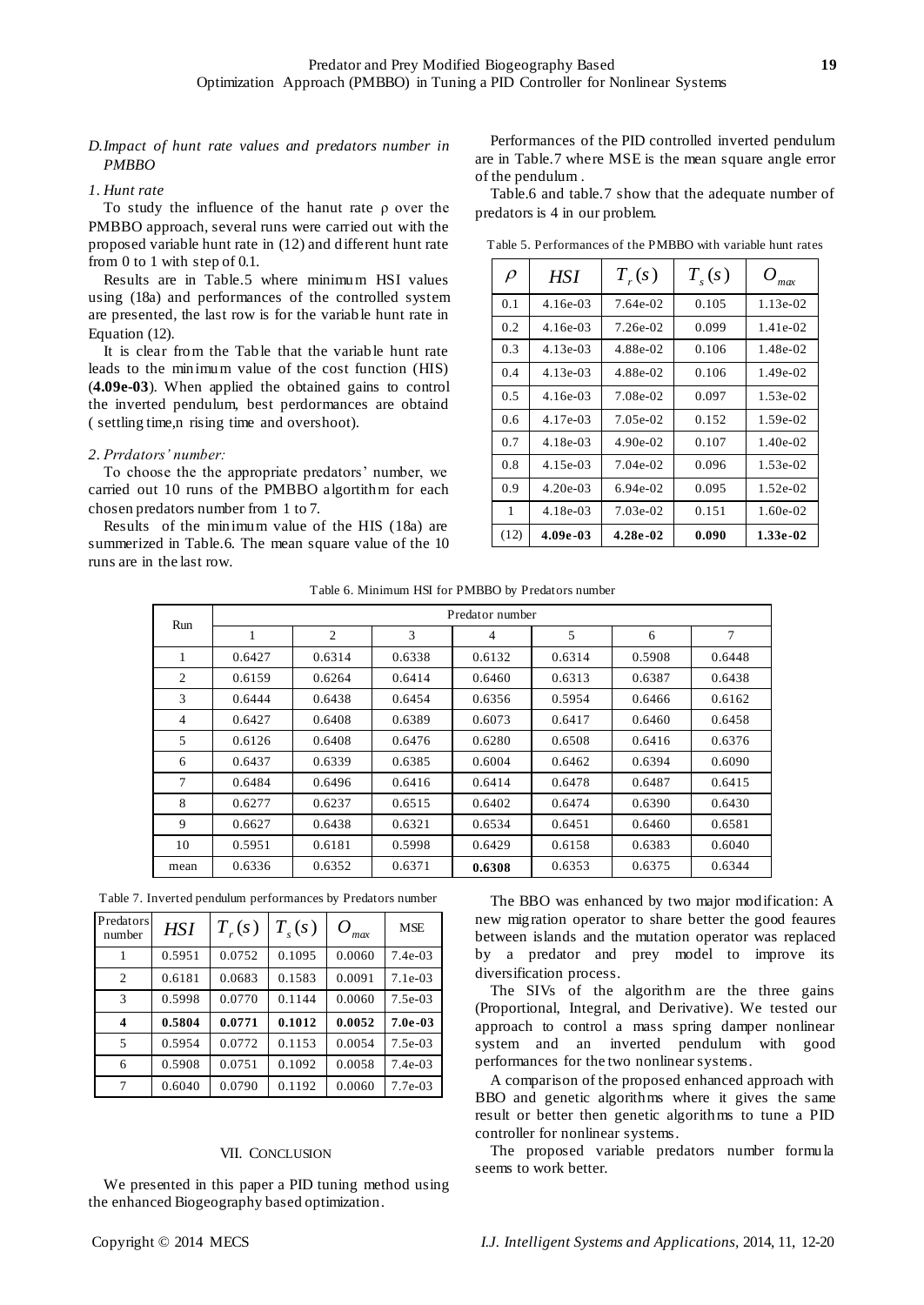### D. Impact of hunt rate values and predators number in PMBBO

#### 1. Hunt rate

To study the influence of the hanut rate ρ over the PMBBO approach, several runs were carried out with the proposed variable hunt rate in (12) and different hunt rate from 0 to 1 with step of 0.1.

Results are in Table.5 where minimum HSI values using (18a) and performances of the controlled system are presented, the last row is for the variable hunt rate in Equation (12).

It is clear from the Table that the variable hunt rate leads to the minimum value of the cost function (HIS) (**4.09e-03**). When applied the obtained gains to control the inverted pendulum, best perdormances are obtaind ( settling time,n rising time and overshoot).

#### 2. Prrdators' number:

To choose the the appropriate predators' number, we carried out 10 runs of the PMBBO algortithm for each chosen predators number from 1 to 7.

Results of the minimum value of the HIS (18a) are summerized in Table.6. The mean square value of the 10 runs are in the last row.

Performances of the PID controlled inverted pendulum are in Table.7 where MSE is the mean square angle error of the pendulum .

Table.6 and table.7 show that the adequate number of predators is 4 in our problem.

Table 5. Performances of the PMBBO with variable hunt rates

| $\rho$ | $HSI$ | $T_r(s)$ | $T_s(s)$ | $O_{max}$ |
|---|---|---|---|---|
| 0.1 | 4.16e-03 | 7.64e-02 | 0.105 | 1.13e-02 |
| 0.2 | 4.16e-03 | 7.26e-02 | 0.099 | 1.41e-02 |
| 0.3 | 4.13e-03 | 4.88e-02 | 0.106 | 1.48e-02 |
| 0.4 | 4.13e-03 | 4.88e-02 | 0.106 | 1.49e-02 |
| 0.5 | 4.16e-03 | 7.08e-02 | 0.097 | 1.53e-02 |
| 0.6 | 4.17e-03 | 7.05e-02 | 0.152 | 1.59e-02 |
| 0.7 | 4.18e-03 | 4.90e-02 | 0.107 | 1.40e-02 |
| 0.8 | 4.15e-03 | 7.04e-02 | 0.096 | 1.53e-02 |
| 0.9 | 4.20e-03 | 6.94e-02 | 0.095 | 1.52e-02 |
| 1 | 4.18e-03 | 7.03e-02 | 0.151 | 1.60e-02 |
| (12) | **4.09e-03** | **4.28e-02** | **0.090** | **1.33e-02** |

Table 6. Minimum HSI for PMBBO by Predators number

| Run | Predator number | | | | | | |
|---|---|---|---|---|---|---|---|
| | 1 | 2 | 3 | 4 | 5 | 6 | 7 |
| 1 | 0.6427 | 0.6314 | 0.6338 | 0.6132 | 0.6314 | 0.5908 | 0.6448 |
| 2 | 0.6159 | 0.6264 | 0.6414 | 0.6460 | 0.6313 | 0.6387 | 0.6438 |
| 3 | 0.6444 | 0.6438 | 0.6454 | 0.6356 | 0.5954 | 0.6466 | 0.6162 |
| 4 | 0.6427 | 0.6408 | 0.6389 | 0.6073 | 0.6417 | 0.6460 | 0.6458 |
| 5 | 0.6126 | 0.6408 | 0.6476 | 0.6280 | 0.6508 | 0.6416 | 0.6376 |
| 6 | 0.6437 | 0.6339 | 0.6385 | 0.6004 | 0.6462 | 0.6394 | 0.6090 |
| 7 | 0.6484 | 0.6496 | 0.6416 | 0.6414 | 0.6478 | 0.6487 | 0.6415 |
| 8 | 0.6277 | 0.6237 | 0.6515 | 0.6402 | 0.6474 | 0.6390 | 0.6430 |
| 9 | 0.6627 | 0.6438 | 0.6321 | 0.6534 | 0.6451 | 0.6460 | 0.6581 |
| 10 | 0.5951 | 0.6181 | 0.5998 | 0.6429 | 0.6158 | 0.6383 | 0.6040 |
| mean | 0.6336 | 0.6352 | 0.6371 | **0.6308** | 0.6353 | 0.6375 | 0.6344 |

Table 7. Inverted pendulum performances by Predators number

| Predators number | $HSI$ | $T_r(s)$ | $T_s(s)$ | $O_{max}$ | MSE |
|---|---|---|---|---|---|
| 1 | 0.5951 | 0.0752 | 0.1095 | 0.0060 | 7.4e-03 |
| 2 | 0.6181 | 0.0683 | 0.1583 | 0.0091 | 7.1e-03 |
| 3 | 0.5998 | 0.0770 | 0.1144 | 0.0060 | 7.5e-03 |
| **4** | **0.5804** | **0.0771** | **0.1012** | **0.0052** | **7.0e-03** |
| 5 | 0.5954 | 0.0772 | 0.1153 | 0.0054 | 7.5e-03 |
| 6 | 0.5908 | 0.0751 | 0.1092 | 0.0058 | 7.4e-03 |
| 7 | 0.6040 | 0.0790 | 0.1192 | 0.0060 | 7.7e-03 |

## VII. CONCLUSION

We presented in this paper a PID tuning method using the enhanced Biogeography based optimization.

The BBO was enhanced by two major modification: A new migration operator to share better the good feaures between islands and the mutation operator was replaced by a predator and prey model to improve its diversification process.

The SIVs of the algorithm are the three gains (Proportional, Integral, and Derivative). We tested our approach to control a mass spring damper nonlinear system and an inverted pendulum with good performances for the two nonlinear systems.

A comparison of the proposed enhanced approach with BBO and genetic algorithms where it gives the same result or better then genetic algorithms to tune a PID controller for nonlinear systems.

The proposed variable predators number formula seems to work better.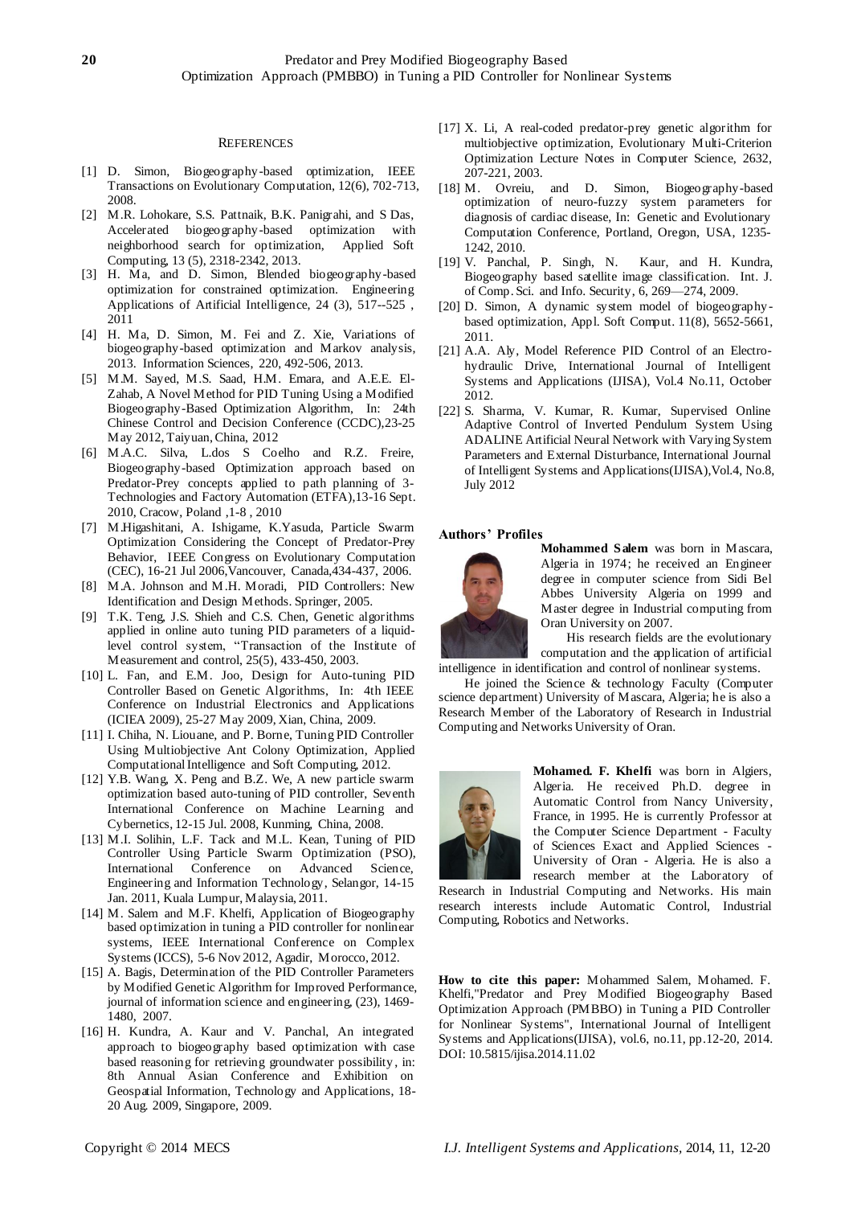## REFERENCES

[1] D. Simon, Biogeography-based optimization, IEEE Transactions on Evolutionary Computation, 12(6), 702-713, 2008.

[2] M.R. Lohokare, S.S. Pattnaik, B.K. Panigrahi, and S Das, Accelerated biogeography-based optimization with neighborhood search for optimization, Applied Soft Computing, 13 (5), 2318-2342, 2013.

[3] H. Ma, and D. Simon, Blended biogeography-based optimization for constrained optimization. Engineering Applications of Artificial Intelligence, 24 (3), 517--525 , 2011

[4] H. Ma, D. Simon, M. Fei and Z. Xie, Variations of biogeography-based optimization and Markov analysis, 2013. Information Sciences, 220, 492-506, 2013.

[5] M.M. Sayed, M.S. Saad, H.M. Emara, and A.E.E. El-Zahab, A Novel Method for PID Tuning Using a Modified Biogeography-Based Optimization Algorithm, In: 24th Chinese Control and Decision Conference (CCDC),23-25 May 2012, Taiyuan, China, 2012

[6] M.A.C. Silva, L.dos S Coelho and R.Z. Freire, Biogeography-based Optimization approach based on Predator-Prey concepts applied to path planning of 3-Technologies and Factory Automation (ETFA),13-16 Sept. 2010, Cracow, Poland ,1-8 , 2010

[7] M.Higashitani, A. Ishigame, K.Yasuda, Particle Swarm Optimization Considering the Concept of Predator-Prey Behavior, IEEE Congress on Evolutionary Computation (CEC), 16-21 Jul 2006,Vancouver, Canada,434-437, 2006.

[8] M.A. Johnson and M.H. Moradi, PID Controllers: New Identification and Design Methods. Springer, 2005.

[9] T.K. Teng, J.S. Shieh and C.S. Chen, Genetic algorithms applied in online auto tuning PID parameters of a liquid-level control system, "Transaction of the Institute of Measurement and control, 25(5), 433-450, 2003.

[10] L. Fan, and E.M. Joo, Design for Auto-tuning PID Controller Based on Genetic Algorithms, In: 4th IEEE Conference on Industrial Electronics and Applications (ICIEA 2009), 25-27 May 2009, Xian, China, 2009.

[11] I. Chiha, N. Liouane, and P. Borne, Tuning PID Controller Using Multiobjective Ant Colony Optimization, Applied Computational Intelligence and Soft Computing, 2012.

[12] Y.B. Wang, X. Peng and B.Z. We, A new particle swarm optimization based auto-tuning of PID controller, Seventh International Conference on Machine Learning and Cybernetics, 12-15 Jul. 2008, Kunming, China, 2008.

[13] M.I. Solihin, L.F. Tack and M.L. Kean, Tuning of PID Controller Using Particle Swarm Optimization (PSO), International Conference on Advanced Science, Engineering and Information Technology, Selangor, 14-15 Jan. 2011, Kuala Lumpur, Malaysia, 2011.

[14] M. Salem and M.F. Khelfi, Application of Biogeography based optimization in tuning a PID controller for nonlinear systems, IEEE International Conference on Complex Systems (ICCS), 5-6 Nov 2012, Agadir, Morocco, 2012.

[15] A. Bagis, Determination of the PID Controller Parameters by Modified Genetic Algorithm for Improved Performance, journal of information science and engineering, (23), 1469-1480, 2007.

[16] H. Kundra, A. Kaur and V. Panchal, An integrated approach to biogeography based optimization with case based reasoning for retrieving groundwater possibility, in: 8th Annual Asian Conference and Exhibition on Geospatial Information, Technology and Applications, 18-20 Aug. 2009, Singapore, 2009.

[17] X. Li, A real-coded predator-prey genetic algorithm for multiobjective optimization, Evolutionary Multi-Criterion Optimization Lecture Notes in Computer Science, 2632, 207-221, 2003.

[18] M. Ovreiu, and D. Simon, Biogeography-based optimization of neuro-fuzzy system parameters for diagnosis of cardiac disease, In: Genetic and Evolutionary Computation Conference, Portland, Oregon, USA, 1235-1242, 2010.

[19] V. Panchal, P. Singh, N. Kaur, and H. Kundra, Biogeography based satellite image classification. Int. J. of Comp. Sci. and Info. Security, 6, 269—274, 2009.

[20] D. Simon, A dynamic system model of biogeography-based optimization, Appl. Soft Comput. 11(8), 5652-5661, 2011.

[21] A.A. Aly, Model Reference PID Control of an Electro-hydraulic Drive, International Journal of Intelligent Systems and Applications (IJISA), Vol.4 No.11, October 2012.

[22] S. Sharma, V. Kumar, R. Kumar, Supervised Online Adaptive Control of Inverted Pendulum System Using ADALINE Artificial Neural Network with Varying System Parameters and External Disturbance, International Journal of Intelligent Systems and Applications(IJISA),Vol.4, No.8, July 2012

## Authors' Profiles

**Mohammed Salem** was born in Mascara, Algeria in 1974; he received an Engineer degree in computer science from Sidi Bel Abbes University Algeria on 1999 and Master degree in Industrial computing from Oran University on 2007.

His research fields are the evolutionary computation and the application of artificial intelligence in identification and control of nonlinear systems.

He joined the Science & technology Faculty (Computer science department) University of Mascara, Algeria; he is also a Research Member of the Laboratory of Research in Industrial Computing and Networks University of Oran.

**Mohamed. F. Khelfi** was born in Algiers, Algeria. He received Ph.D. degree in Automatic Control from Nancy University, France, in 1995. He is currently Professor at the Computer Science Department - Faculty of Sciences Exact and Applied Sciences - University of Oran - Algeria. He is also a research member at the Laboratory of Research in Industrial Computing and Networks. His main research interests include Automatic Control, Industrial Computing, Robotics and Networks.

**How to cite this paper:** Mohammed Salem, Mohamed. F. Khelfi,"Predator and Prey Modified Biogeography Based Optimization Approach (PMBBO) in Tuning a PID Controller for Nonlinear Systems", International Journal of Intelligent Systems and Applications(IJISA), vol.6, no.11, pp.12-20, 2014. DOI: 10.5815/ijisa.2014.11.02